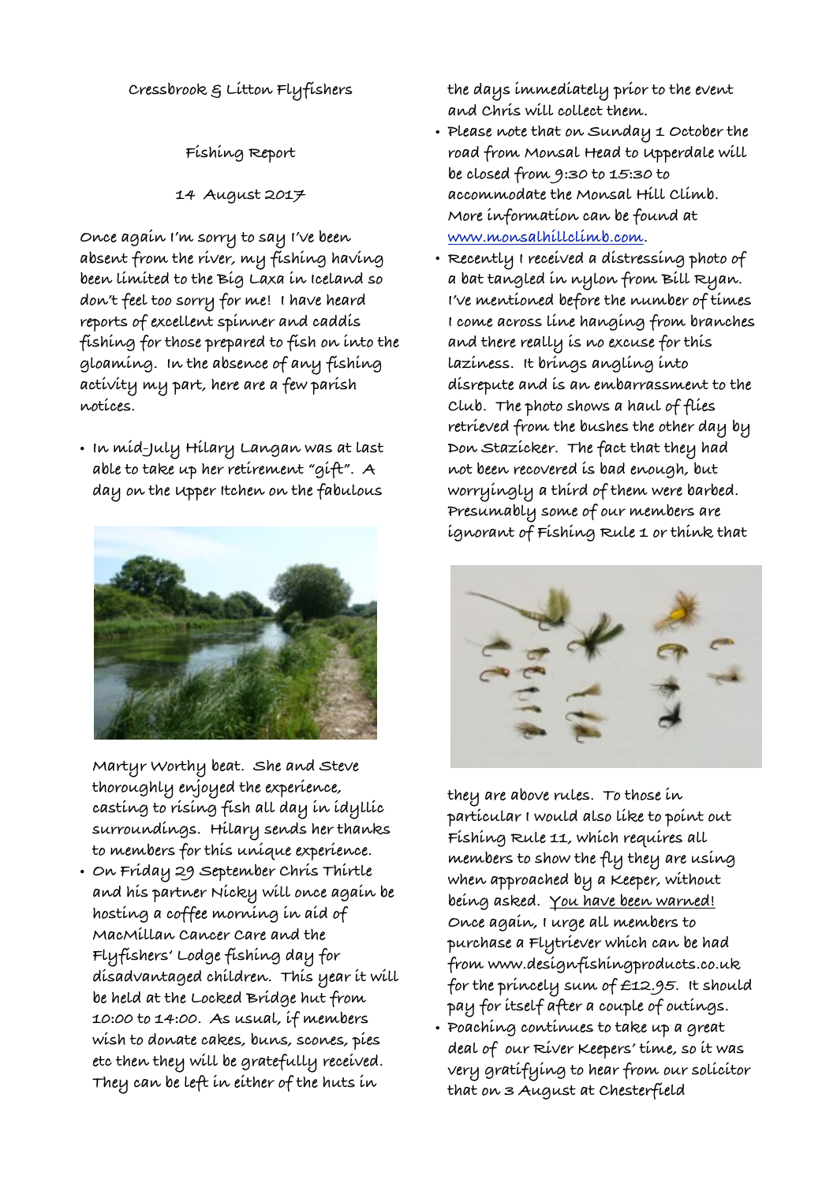Cressbrook & Litton Flyfishers

Fishing Report

14 August 2017

Once again I'm sorry to say I've been absent from the river, my fishing having been limited to the Big Laxa in Iceland so don't feel too sorry for me! I have heard reports of excellent spinner and caddis fishing for those prepared to fish on into the gloaming. In the absence of any fishing activity my part, here are a few parish notices.

- In mid-July Hilary Langan was at last able to take up her retirement "gift". A day on the Upper Itchen on the fabulous Martyr Worthy beat. She and Steve thoroughly enjoyed the experience, casting to rising fish all day in idyllic surroundings. Hilary sends her thanks to members for this unique experience.
- On Friday 29 September Chris Thirtle and his partner Nicky will once again be hosting a coffee morning in aid of MacMillan Cancer Care and the Flyfishers' Lodge fishing day for disadvantaged children. This year it will be held at the Locked Bridge hut from 10:00 to 14:00. As usual, if members wish to donate cakes, buns, scones, pies etc then they will be gratefully received. They can be left in either of the huts in the days immediately prior to the event and Chris will collect them.
- Please note that on Sunday 1 October the road from Monsal Head to Upperdale will be closed from 9:30 to 15:30 to accommodate the Monsal Hill Climb. More information can be found at www.monsalhillclimb.com.
- Recently I received a distressing photo of a bat tangled in nylon from Bill Ryan. I've mentioned before the number of times I come across line hanging from branches and there really is no excuse for this laziness. It brings angling into disrepute and is an embarrassment to the Club. The photo shows a haul of flies retrieved from the bushes the other day by Don Stazicker. The fact that they had not been recovered is bad enough, but worryingly a third of them were barbed. Presumably some of our members are ignorant of Fishing Rule 1 or think that they are above rules. To those in particular I would also like to point out Fishing Rule 11, which requires all members to show the fly they are using when approached by a Keeper, without being asked. You have been warned! Once again, I urge all members to purchase a Flytriever which can be had from www.designfishingproducts.co.uk for the princely sum of £12.95. It should pay for itself after a couple of outings.
- Poaching continues to take up a great deal of our River Keepers' time, so it was very gratifying to hear from our solicitor that on 3 August at Chesterfield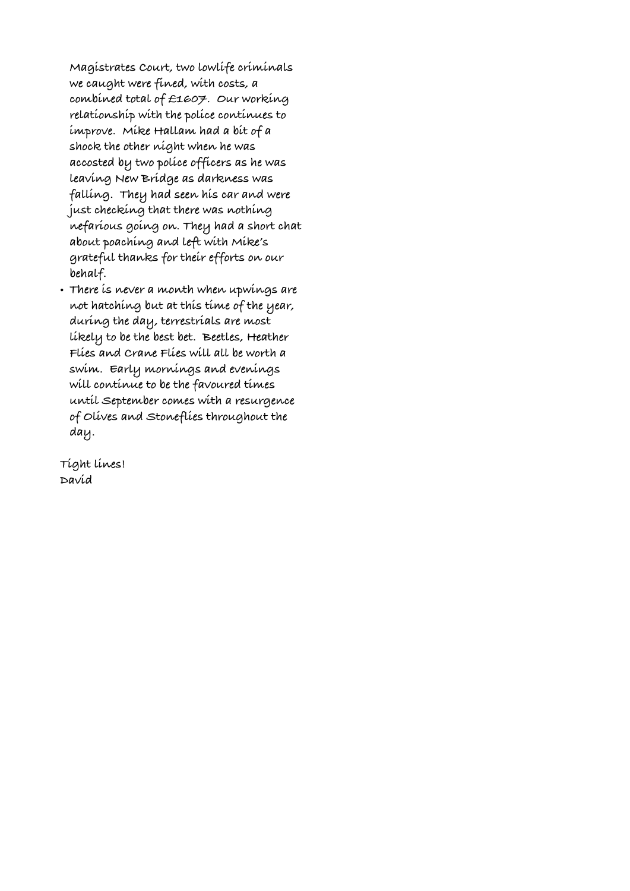Magistrates Court, two lowlife criminals we caught were fined, with costs, a combined total of £1607. Our working relationship with the police continues to improve. Mike Hallam had a bit of a shock the other night when he was accosted by two police officers as he was leaving New Bridge as darkness was falling. They had seen his car and were just checking that there was nothing nefarious going on. They had a short chat about poaching and left with Mike's grateful thanks for their efforts on our behalf.

- There is never a month when upwings are not hatching but at this time of the year, during the day, terrestrials are most likely to be the best bet. Beetles, Heather Flies and Crane Flies will all be worth a swim. Early mornings and evenings will continue to be the favoured times until September comes with a resurgence of Olives and Stoneflies throughout the day.

Tight lines!
David